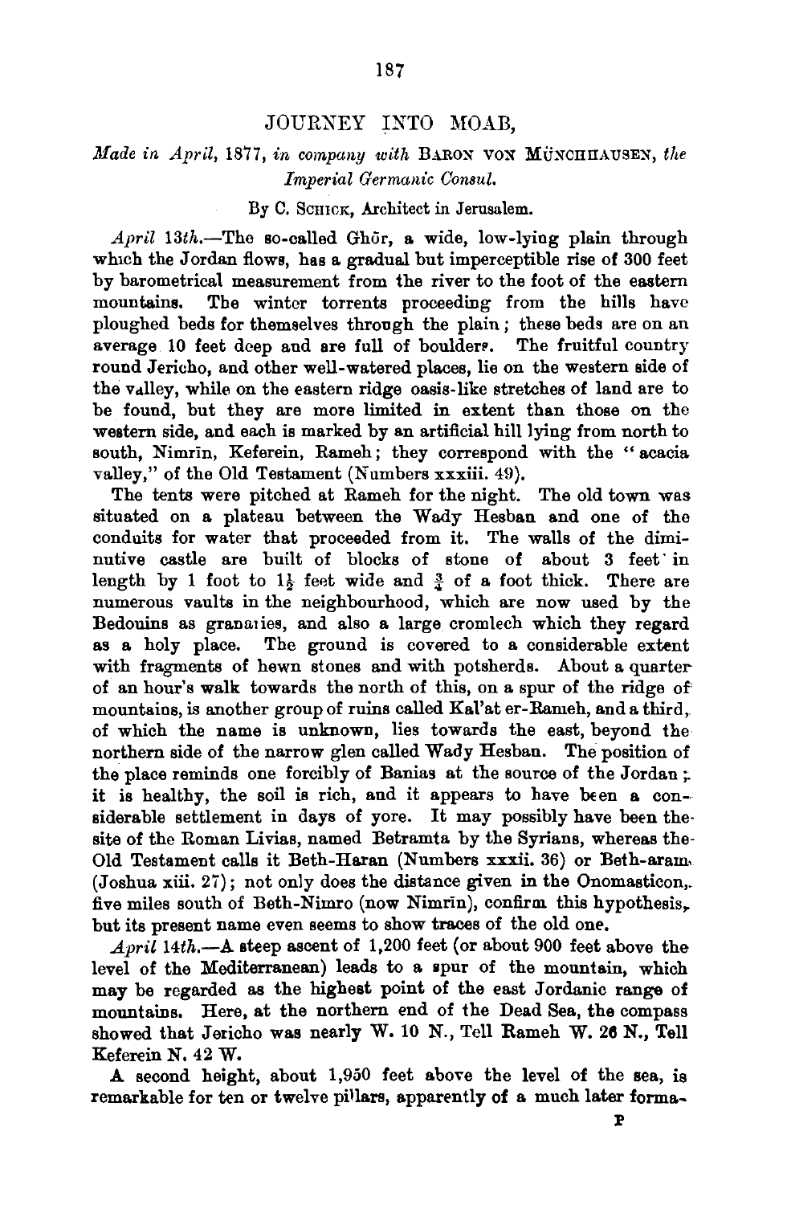# JOURNEY INTO MOAB,

*Made in April, 1877, in company with* BARON VON MÜNCHHAUSEN, *the Imperial Germanic Consul.*

By C. SCHICK, Architect in Jerusalem.

*April 13th.*—The so-called Ghōr, a wide, low-lying plain through which the Jordan flows, has a gradual but imperceptible rise of 300 feet by barometrical measurement from the river to the foot of the eastern mountains. The winter torrents proceeding from the hills have ploughed beds for themselves through the plain; these beds are on an average 10 feet deep and are full of boulders. The fruitful country round Jericho, and other well-watered places, lie on the western side of the valley, while on the eastern ridge oasis-like stretches of land are to be found, but they are more limited in extent than those on the western side, and each is marked by an artificial hill lying from north to south, Nimrīn, Keferein, Rameh; they correspond with the "acacia valley," of the Old Testament (Numbers xxxiii. 49).

The tents were pitched at Rameh for the night. The old town was situated on a plateau between the Wady Hesban and one of the conduits for water that proceeded from it. The walls of the diminutive castle are built of blocks of stone of about 3 feet in length by 1 foot to 1½ feet wide and ¾ of a foot thick. There are numerous vaults in the neighbourhood, which are now used by the Bedouins as granaries, and also a large cromlech which they regard as a holy place. The ground is covered to a considerable extent with fragments of hewn stones and with potsherds. About a quarter of an hour's walk towards the north of this, on a spur of the ridge of mountains, is another group of ruins called Kal'at er-Rameh, and a third, of which the name is unknown, lies towards the east, beyond the northern side of the narrow glen called Wady Hesban. The position of the place reminds one forcibly of Banias at the source of the Jordan; it is healthy, the soil is rich, and it appears to have been a considerable settlement in days of yore. It may possibly have been the site of the Roman Livias, named Betramta by the Syrians, whereas the Old Testament calls it Beth-Haran (Numbers xxxii. 36) or Beth-aram (Joshua xiii. 27); not only does the distance given in the Onomasticon, five miles south of Beth-Nimro (now Nimrīn), confirm this hypothesis, but its present name even seems to show traces of the old one.

*April 14th.*—A steep ascent of 1,200 feet (or about 900 feet above the level of the Mediterranean) leads to a spur of the mountain, which may be regarded as the highest point of the east Jordanic range of mountains. Here, at the northern end of the Dead Sea, the compass showed that Jericho was nearly W. 10 N., Tell Rameh W. 26 N., Tell Keferein N. 42 W.

A second height, about 1,950 feet above the level of the sea, is remarkable for ten or twelve pillars, apparently of a much later forma-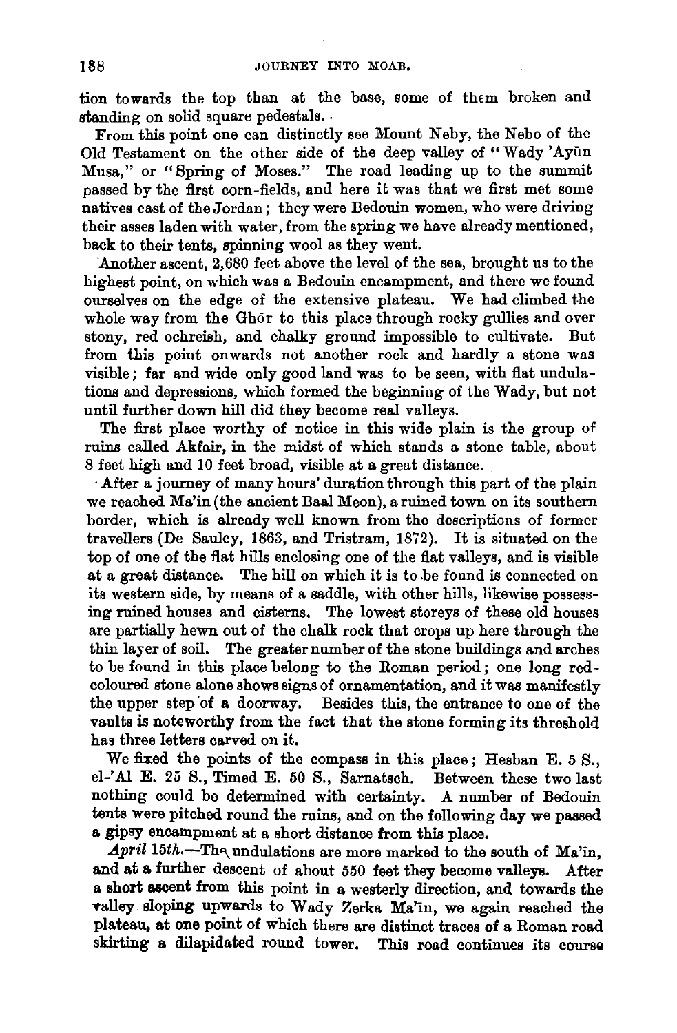tion towards the top than at the base, some of them broken and standing on solid square pedestals.

From this point one can distinctly see Mount Neby, the Nebo of the Old Testament on the other side of the deep valley of "Wady 'Ayūn Musa," or "Spring of Moses." The road leading up to the summit passed by the first corn-fields, and here it was that we first met some natives east of the Jordan; they were Bedouin women, who were driving their asses laden with water, from the spring we have already mentioned, back to their tents, spinning wool as they went.

Another ascent, 2,680 feet above the level of the sea, brought us to the highest point, on which was a Bedouin encampment, and there we found ourselves on the edge of the extensive plateau. We had climbed the whole way from the Ghōr to this place through rocky gullies and over stony, red ochreish, and chalky ground impossible to cultivate. But from this point onwards not another rock and hardly a stone was visible; far and wide only good land was to be seen, with flat undulations and depressions, which formed the beginning of the Wady, but not until further down hill did they become real valleys.

The first place worthy of notice in this wide plain is the group of ruins called Akfair, in the midst of which stands a stone table, about 8 feet high and 10 feet broad, visible at a great distance.

After a journey of many hours' duration through this part of the plain we reached Ma'in (the ancient Baal Meon), a ruined town on its southern border, which is already well known from the descriptions of former travellers (De Saulcy, 1863, and Tristram, 1872). It is situated on the top of one of the flat hills enclosing one of the flat valleys, and is visible at a great distance. The hill on which it is to be found is connected on its western side, by means of a saddle, with other hills, likewise possessing ruined houses and cisterns. The lowest storeys of these old houses are partially hewn out of the chalk rock that crops up here through the thin layer of soil. The greater number of the stone buildings and arches to be found in this place belong to the Roman period; one long red-coloured stone alone shows signs of ornamentation, and it was manifestly the upper step of a doorway. Besides this, the entrance to one of the vaults is noteworthy from the fact that the stone forming its threshold has three letters carved on it.

We fixed the points of the compass in this place; Hesban E. 5 S., el-'Al E. 25 S., Timed E. 50 S., Sarnatsch. Between these two last nothing could be determined with certainty. A number of Bedouin tents were pitched round the ruins, and on the following day we passed a gipsy encampment at a short distance from this place.

*April 15th.*—The undulations are more marked to the south of Ma'in, and at a further descent of about 550 feet they become valleys. After a short ascent from this point in a westerly direction, and towards the valley sloping upwards to Wady Zerka Ma'in, we again reached the plateau, at one point of which there are distinct traces of a Roman road skirting a dilapidated round tower. This road continues its course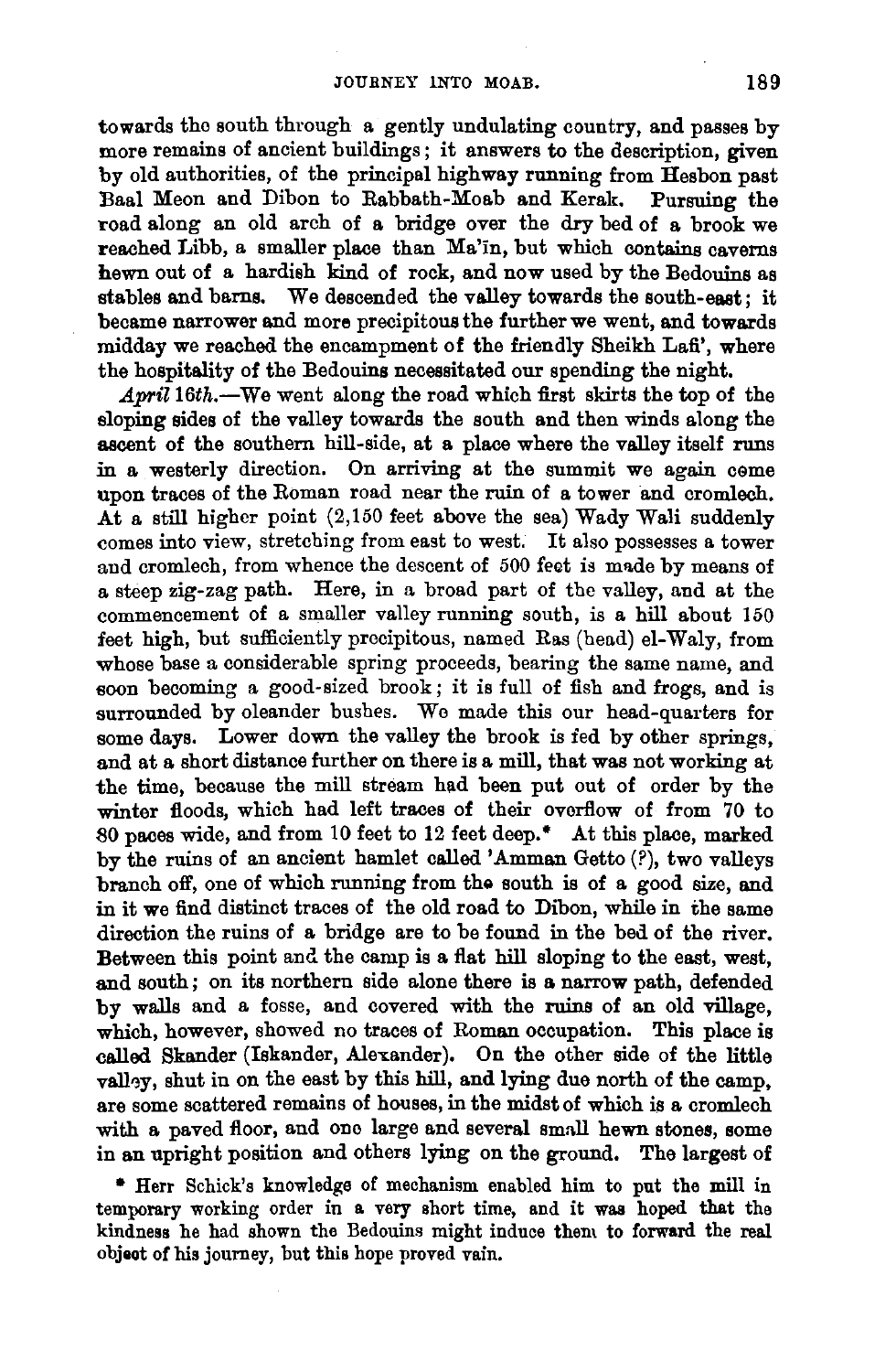towards the south through a gently undulating country, and passes by more remains of ancient buildings; it answers to the description, given by old authorities, of the principal highway running from Hesbon past Baal Meon and Dibon to Rabbath-Moab and Kerak. Pursuing the road along an old arch of a bridge over the dry bed of a brook we reached Libb, a smaller place than Ma'īn, but which contains caverns hewn out of a hardish kind of rock, and now used by the Bedouins as stables and barns. We descended the valley towards the south-east; it became narrower and more precipitous the further we went, and towards midday we reached the encampment of the friendly Sheikh Lafi', where the hospitality of the Bedouins necessitated our spending the night.

*April 16th.*—We went along the road which first skirts the top of the sloping sides of the valley towards the south and then winds along the ascent of the southern hill-side, at a place where the valley itself runs in a westerly direction. On arriving at the summit we again come upon traces of the Roman road near the ruin of a tower and cromlech. At a still higher point (2,150 feet above the sea) Wady Wali suddenly comes into view, stretching from east to west. It also possesses a tower and cromlech, from whence the descent of 500 feet is made by means of a steep zig-zag path. Here, in a broad part of the valley, and at the commencement of a smaller valley running south, is a hill about 150 feet high, but sufficiently precipitous, named Ras (head) el-Waly, from whose base a considerable spring proceeds, bearing the same name, and soon becoming a good-sized brook; it is full of fish and frogs, and is surrounded by oleander bushes. We made this our head-quarters for some days. Lower down the valley the brook is fed by other springs, and at a short distance further on there is a mill, that was not working at the time, because the mill stream had been put out of order by the winter floods, which had left traces of their overflow of from 70 to 80 paces wide, and from 10 feet to 12 feet deep.* At this place, marked by the ruins of an ancient hamlet called 'Amman Getto (?), two valleys branch off, one of which running from the south is of a good size, and in it we find distinct traces of the old road to Dibon, while in the same direction the ruins of a bridge are to be found in the bed of the river. Between this point and the camp is a flat hill sloping to the east, west, and south; on its northern side alone there is a narrow path, defended by walls and a fosse, and covered with the ruins of an old village, which, however, showed no traces of Roman occupation. This place is called Skander (Iskander, Alexander). On the other side of the little valley, shut in on the east by this hill, and lying due north of the camp, are some scattered remains of houses, in the midst of which is a cromlech with a paved floor, and one large and several small hewn stones, some in an upright position and others lying on the ground. The largest of

\* Herr Schick's knowledge of mechanism enabled him to put the mill in temporary working order in a very short time, and it was hoped that the kindness he had shown the Bedouins might induce them to forward the real object of his journey, but this hope proved vain.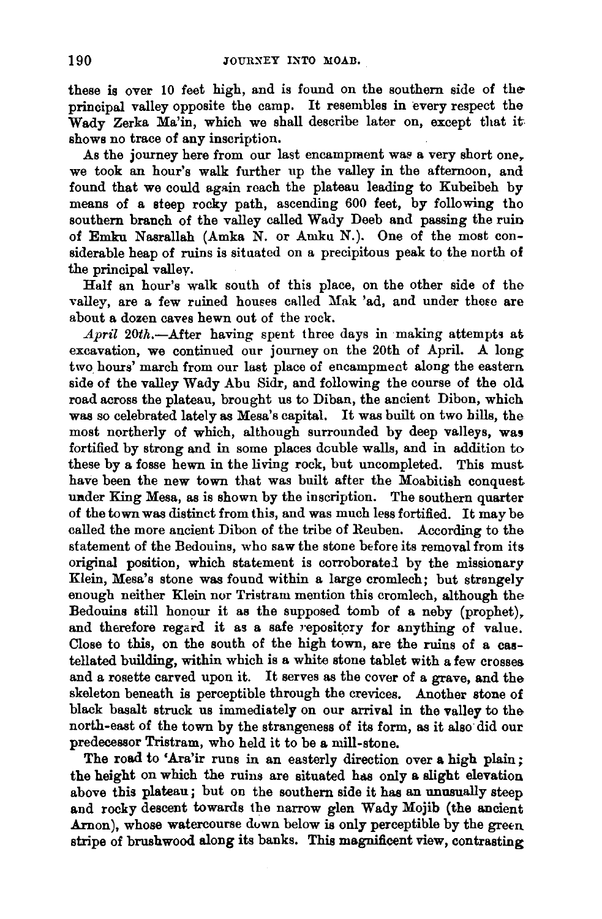these is over 10 feet high, and is found on the southern side of the principal valley opposite the camp. It resembles in every respect the Wady Zerka Ma'in, which we shall describe later on, except that it shows no trace of any inscription.

As the journey here from our last encampment was a very short one, we took an hour's walk further up the valley in the afternoon, and found that we could again reach the plateau leading to Kubeibeh by means of a steep rocky path, ascending 600 feet, by following tho southern branch of the valley called Wady Deeb and passing the ruin of Emku Nasrallah (Amka N. or Amku N.). One of the most considerable heap of ruins is situated on a precipitous peak to the north of the principal valley.

Half an hour's walk south of this place, on the other side of the valley, are a few ruined houses called Mak 'ad, and under these are about a dozen caves hewn out of the rock.

*April 20th.*—After having spent three days in making attempts at excavation, we continued our journey on the 20th of April. A long two hours' march from our last place of encampment along the eastern side of the valley Wady Abu Sidr, and following the course of the old road across the plateau, brought us to Diban, the ancient Dibon, which was so celebrated lately as Mesa's capital. It was built on two hills, the most northerly of which, although surrounded by deep valleys, was fortified by strong and in some places double walls, and in addition to these by a fosse hewn in the living rock, but uncompleted. This must have been the new town that was built after the Moabitish conquest under King Mesa, as is shown by the inscription. The southern quarter of the town was distinct from this, and was much less fortified. It may be called the more ancient Dibon of the tribe of Reuben. According to the statement of the Bedouins, who saw the stone before its removal from its original position, which statement is corroborated by the missionary Klein, Mesa's stone was found within a large cromlech; but strangely enough neither Klein nor Tristram mention this cromlech, although the Bedouins still honour it as the supposed tomb of a neby (prophet), and therefore regard it as a safe repository for anything of value. Close to this, on the south of the high town, are the ruins of a castellated building, within which is a white stone tablet with a few crosses and a rosette carved upon it. It serves as the cover of a grave, and the skeleton beneath is perceptible through the crevices. Another stone of black basalt struck us immediately on our arrival in the valley to the north-east of the town by the strangeness of its form, as it also did our predecessor Tristram, who held it to be a mill-stone.

The road to 'Ara'ir runs in an easterly direction over a high plain; the height on which the ruins are situated has only a slight elevation above this plateau; but on the southern side it has an unusually steep and rocky descent towards the narrow glen Wady Mojib (the ancient Arnon), whose watercourse down below is only perceptible by the green stripe of brushwood along its banks. This magnificent view, contrasting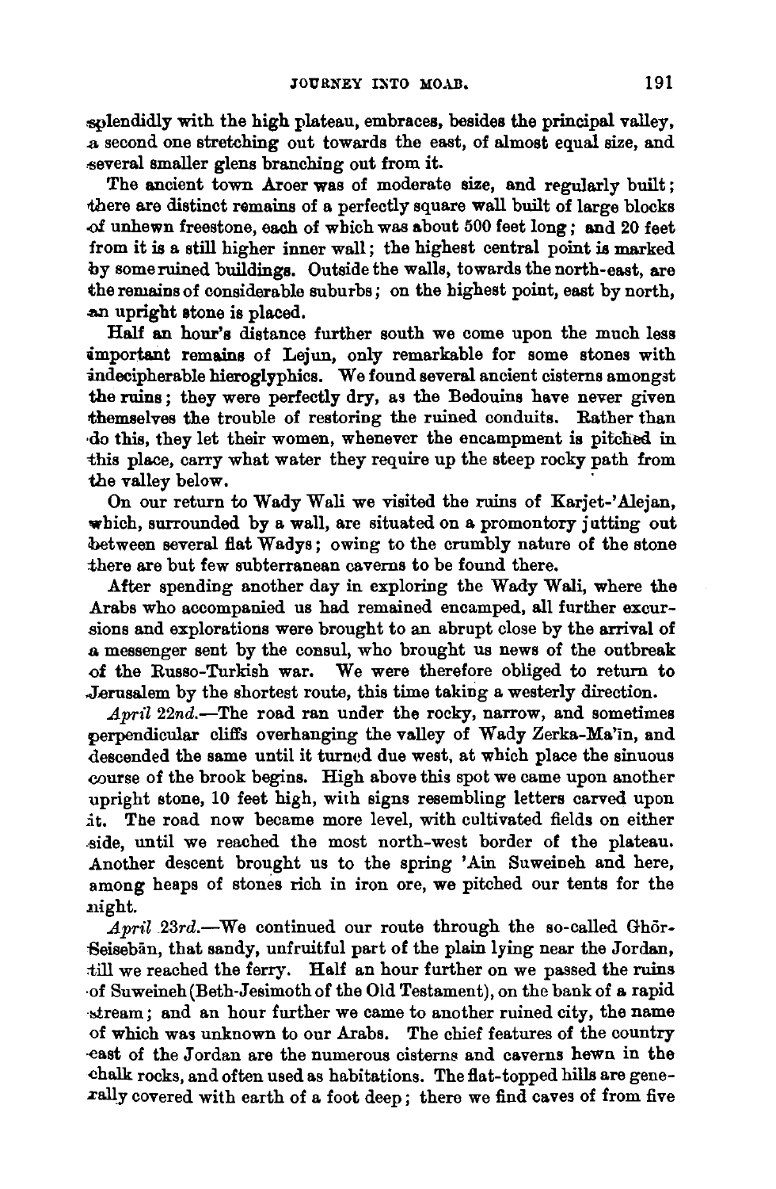splendidly with the high plateau, embraces, besides the principal valley, a second one stretching out towards the east, of almost equal size, and several smaller glens branching out from it.

The ancient town Aroer was of moderate size, and regularly built; there are distinct remains of a perfectly square wall built of large blocks of unhewn freestone, each of which was about 500 feet long; and 20 feet from it is a still higher inner wall; the highest central point is marked by some ruined buildings. Outside the walls, towards the north-east, are the remains of considerable suburbs; on the highest point, east by north, an upright stone is placed.

Half an hour's distance further south we come upon the much less important remains of Lejun, only remarkable for some stones with indecipherable hieroglyphics. We found several ancient cisterns amongst the ruins; they were perfectly dry, as the Bedouins have never given themselves the trouble of restoring the ruined conduits. Rather than do this, they let their women, whenever the encampment is pitched in this place, carry what water they require up the steep rocky path from the valley below.

On our return to Wady Wali we visited the ruins of Karjet-'Alejan, which, surrounded by a wall, are situated on a promontory jutting out between several flat Wadys; owing to the crumbly nature of the stone there are but few subterranean caverns to be found there.

After spending another day in exploring the Wady Wali, where the Arabs who accompanied us had remained encamped, all further excursions and explorations were brought to an abrupt close by the arrival of a messenger sent by the consul, who brought us news of the outbreak of the Russo-Turkish war. We were therefore obliged to return to Jerusalem by the shortest route, this time taking a westerly direction.

*April 22nd.*—The road ran under the rocky, narrow, and sometimes perpendicular cliffs overhanging the valley of Wady Zerka-Ma'īn, and descended the same until it turned due west, at which place the sinuous course of the brook begins. High above this spot we came upon another upright stone, 10 feet high, with signs resembling letters carved upon it. The road now became more level, with cultivated fields on either side, until we reached the most north-west border of the plateau. Another descent brought us to the spring 'Ain Suweineh and here, among heaps of stones rich in iron ore, we pitched our tents for the night.

*April 23rd.*—We continued our route through the so-called Ghōr-Seisebān, that sandy, unfruitful part of the plain lying near the Jordan, till we reached the ferry. Half an hour further on we passed the ruins of Suweineh (Beth-Jesimoth of the Old Testament), on the bank of a rapid stream; and an hour further we came to another ruined city, the name of which was unknown to our Arabs. The chief features of the country east of the Jordan are the numerous cisterns and caverns hewn in the chalk rocks, and often used as habitations. The flat-topped hills are generally covered with earth of a foot deep; there we find caves of from five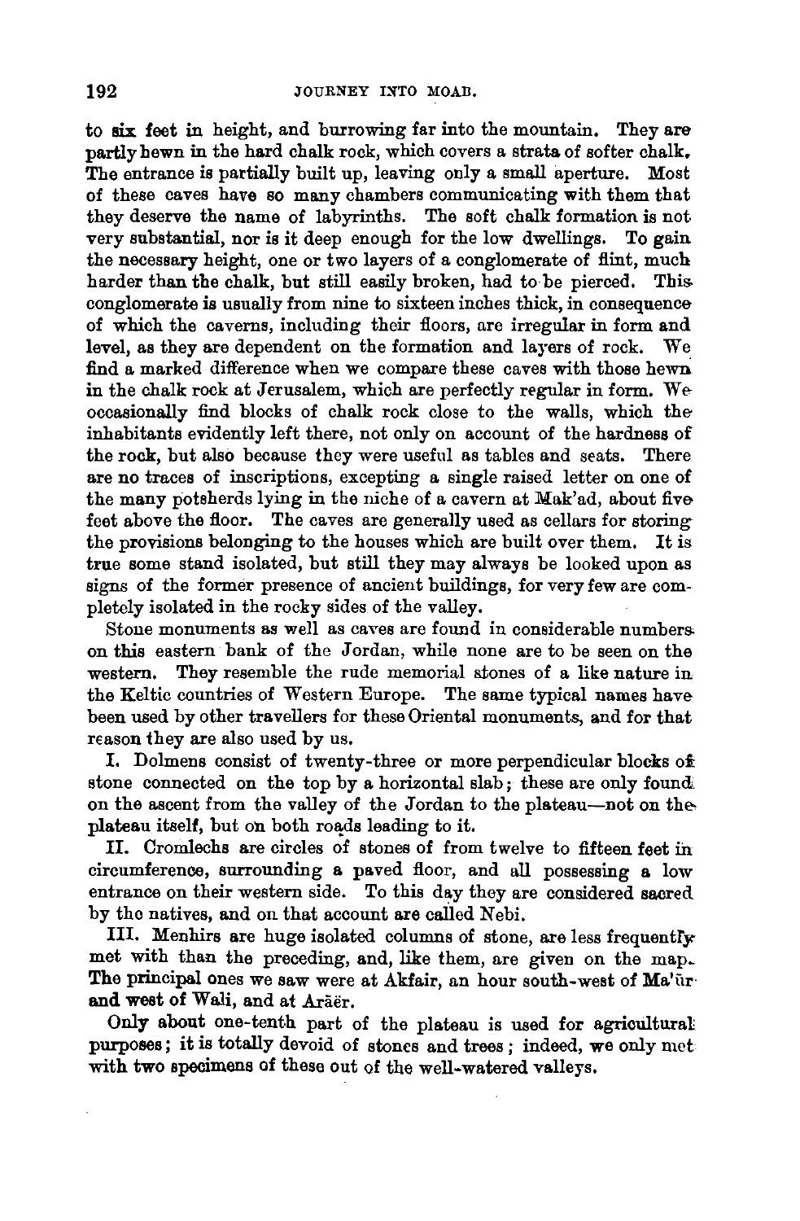to six feet in height, and burrowing far into the mountain. They are partly hewn in the hard chalk rock, which covers a strata of softer chalk. The entrance is partially built up, leaving only a small aperture. Most of these caves have so many chambers communicating with them that they deserve the name of labyrinths. The soft chalk formation is not very substantial, nor is it deep enough for the low dwellings. To gain the necessary height, one or two layers of a conglomerate of flint, much harder than the chalk, but still easily broken, had to be pierced. This conglomerate is usually from nine to sixteen inches thick, in consequence of which the caverns, including their floors, are irregular in form and level, as they are dependent on the formation and layers of rock. We find a marked difference when we compare these caves with those hewn in the chalk rock at Jerusalem, which are perfectly regular in form. We occasionally find blocks of chalk rock close to the walls, which the inhabitants evidently left there, not only on account of the hardness of the rock, but also because they were useful as tables and seats. There are no traces of inscriptions, excepting a single raised letter on one of the many potsherds lying in the niche of a cavern at Mak'ad, about five feet above the floor. The caves are generally used as cellars for storing the provisions belonging to the houses which are built over them. It is true some stand isolated, but still they may always be looked upon as signs of the former presence of ancient buildings, for very few are completely isolated in the rocky sides of the valley.

Stone monuments as well as caves are found in considerable numbers on this eastern bank of the Jordan, while none are to be seen on the western. They resemble the rude memorial stones of a like nature in the Keltic countries of Western Europe. The same typical names have been used by other travellers for these Oriental monuments, and for that reason they are also used by us.

I. Dolmens consist of twenty-three or more perpendicular blocks of stone connected on the top by a horizontal slab; these are only found on the ascent from the valley of the Jordan to the plateau—not on the plateau itself, but on both roads leading to it.

II. Cromlechs are circles of stones of from twelve to fifteen feet in circumference, surrounding a paved floor, and all possessing a low entrance on their western side. To this day they are considered sacred by the natives, and on that account are called Nebi.

III. Menhirs are huge isolated columns of stone, are less frequently met with than the preceding, and, like them, are given on the map. The principal ones we saw were at Akfair, an hour south-west of Ma'ûr and west of Wali, and at Araër.

Only about one-tenth part of the plateau is used for agricultural purposes; it is totally devoid of stones and trees; indeed, we only met with two specimens of these out of the well-watered valleys.